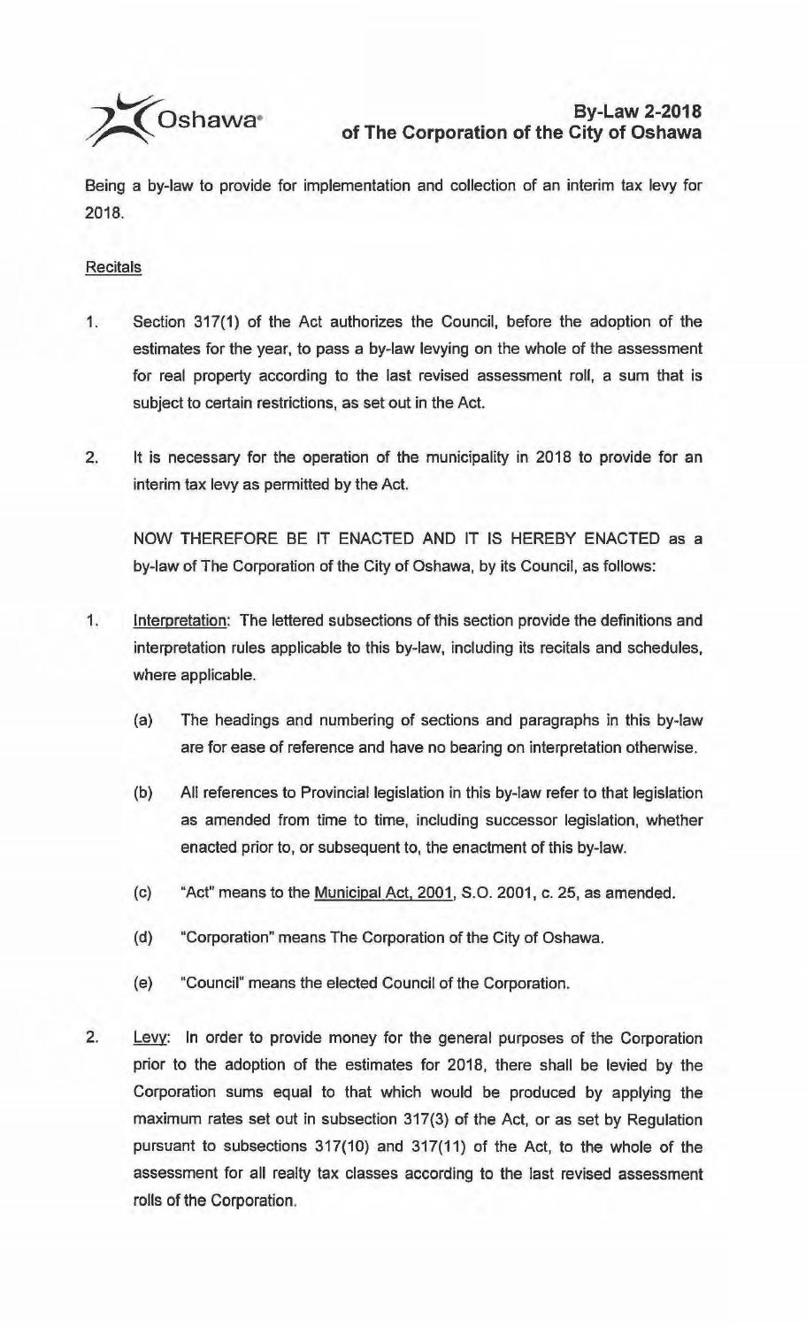Oshawa

# By-Law 2-2018
## of The Corporation of the City of Oshawa

Being a by-law to provide for implementation and collection of an interim tax levy for 2018.

Recitals

1. Section 317(1) of the Act authorizes the Council, before the adoption of the estimates for the year, to pass a by-law levying on the whole of the assessment for real property according to the last revised assessment roll, a sum that is subject to certain restrictions, as set out in the Act.

2. It is necessary for the operation of the municipality in 2018 to provide for an interim tax levy as permitted by the Act.

NOW THEREFORE BE IT ENACTED AND IT IS HEREBY ENACTED as a by-law of The Corporation of the City of Oshawa, by its Council, as follows:

1. Interpretation: The lettered subsections of this section provide the definitions and interpretation rules applicable to this by-law, including its recitals and schedules, where applicable.

   (a) The headings and numbering of sections and paragraphs in this by-law are for ease of reference and have no bearing on interpretation otherwise.

   (b) All references to Provincial legislation in this by-law refer to that legislation as amended from time to time, including successor legislation, whether enacted prior to, or subsequent to, the enactment of this by-law.

   (c) "Act" means to the Municipal Act, 2001, S.O. 2001, c. 25, as amended.

   (d) "Corporation" means The Corporation of the City of Oshawa.

   (e) "Council" means the elected Council of the Corporation.

2. Levy: In order to provide money for the general purposes of the Corporation prior to the adoption of the estimates for 2018, there shall be levied by the Corporation sums equal to that which would be produced by applying the maximum rates set out in subsection 317(3) of the Act, or as set by Regulation pursuant to subsections 317(10) and 317(11) of the Act, to the whole of the assessment for all realty tax classes according to the last revised assessment rolls of the Corporation.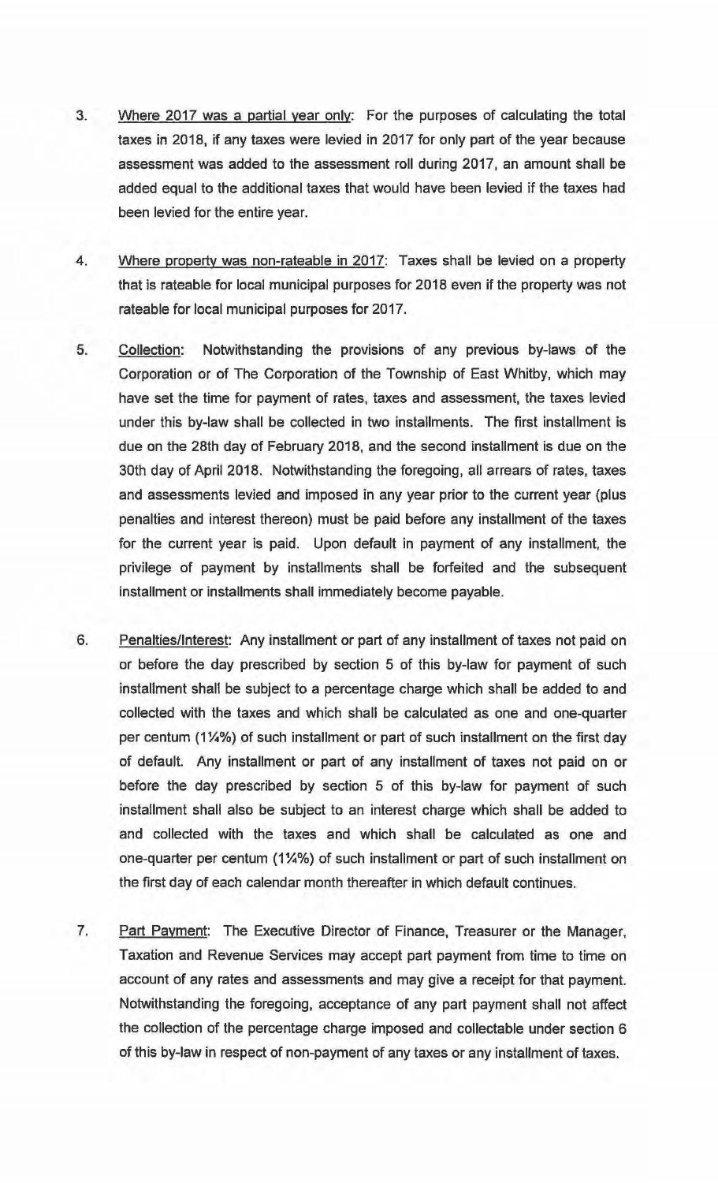3. Underlined: "Where 2017 was a partial year only": For the purposes of calculating the total taxes in 2018, if any taxes were levied in 2017 for only part of the year because assessment was added to the assessment roll during 2017, an amount shall be added equal to the additional taxes that would have been levied if the taxes had been levied for the entire year.

4. Where property was non-rateable in 2017: Taxes shall be levied on a property that is rateable for local municipal purposes for 2018 even if the property was not rateable for local municipal purposes for 2017.

5. Collection: Notwithstanding the provisions of any previous by-laws of the Corporation or of The Corporation of the Township of East Whitby, which may have set the time for payment of rates, taxes and assessment, the taxes levied under this by-law shall be collected in two installments. The first installment is due on the 28th day of February 2018, and the second installment is due on the 30th day of April 2018. Notwithstanding the foregoing, all arrears of rates, taxes and assessments levied and imposed in any year prior to the current year (plus penalties and interest thereon) must be paid before any installment of the taxes for the current year is paid. Upon default in payment of any installment, the privilege of payment by installments shall be forfeited and the subsequent installment or installments shall immediately become payable.

6. Penalties/Interest: Any installment or part of any installment of taxes not paid on or before the day prescribed by section 5 of this by-law for payment of such installment shall be subject to a percentage charge which shall be added to and collected with the taxes and which shall be calculated as one and one-quarter per centum (1¼%) of such installment or part of such installment on the first day of default. Any installment or part of any installment of taxes not paid on or before the day prescribed by section 5 of this by-law for payment of such installment shall also be subject to an interest charge which shall be added to and collected with the taxes and which shall be calculated as one and one-quarter per centum (1¼%) of such installment or part of such installment on the first day of each calendar month thereafter in which default continues.

7. Part Payment: The Executive Director of Finance, Treasurer or the Manager, Taxation and Revenue Services may accept part payment from time to time on account of any rates and assessments and may give a receipt for that payment. Notwithstanding the foregoing, acceptance of any part payment shall not affect the collection of the percentage charge imposed and collectable under section 6 of this by-law in respect of non-payment of any taxes or any installment of taxes.

3. Where 2017 was a partial year only: For the purposes of calculating the total taxes in 2018, if any taxes were levied in 2017 for only part of the year because assessment was added to the assessment roll during 2017, an amount shall be added equal to the additional taxes that would have been levied if the taxes had been levied for the entire year.

4. Where property was non-rateable in 2017: Taxes shall be levied on a property that is rateable for local municipal purposes for 2018 even if the property was not rateable for local municipal purposes for 2017.

5. Collection: Notwithstanding the provisions of any previous by-laws of the Corporation or of The Corporation of the Township of East Whitby, which may have set the time for payment of rates, taxes and assessment, the taxes levied under this by-law shall be collected in two installments. The first installment is due on the 28th day of February 2018, and the second installment is due on the 30th day of April 2018. Notwithstanding the foregoing, all arrears of rates, taxes and assessments levied and imposed in any year prior to the current year (plus penalties and interest thereon) must be paid before any installment of the taxes for the current year is paid. Upon default in payment of any installment, the privilege of payment by installments shall be forfeited and the subsequent installment or installments shall immediately become payable.

6. Penalties/Interest: Any installment or part of any installment of taxes not paid on or before the day prescribed by section 5 of this by-law for payment of such installment shall be subject to a percentage charge which shall be added to and collected with the taxes and which shall be calculated as one and one-quarter per centum (1¼%) of such installment or part of such installment on the first day of default. Any installment or part of any installment of taxes not paid on or before the day prescribed by section 5 of this by-law for payment of such installment shall also be subject to an interest charge which shall be added to and collected with the taxes and which shall be calculated as one and one-quarter per centum (1¼%) of such installment or part of such installment on the first day of each calendar month thereafter in which default continues.

7. Part Payment: The Executive Director of Finance, Treasurer or the Manager, Taxation and Revenue Services may accept part payment from time to time on account of any rates and assessments and may give a receipt for that payment. Notwithstanding the foregoing, acceptance of any part payment shall not affect the collection of the percentage charge imposed and collectable under section 6 of this by-law in respect of non-payment of any taxes or any installment of taxes.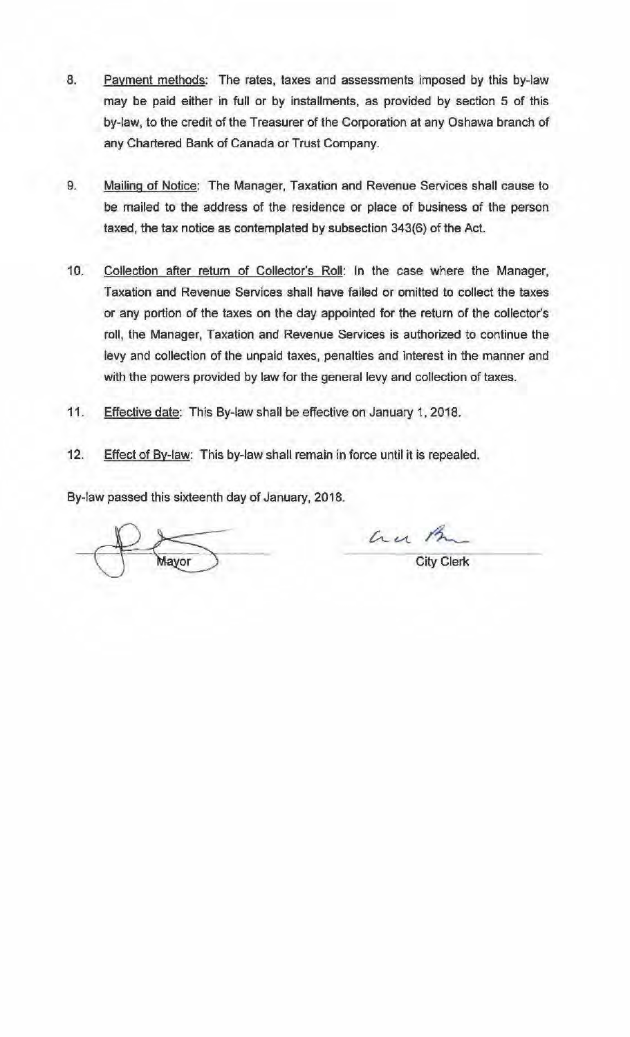8. Payment methods: The rates, taxes and assessments imposed by this by-law may be paid either in full or by installments, as provided by section 5 of this by-law, to the credit of the Treasurer of the Corporation at any Oshawa branch of any Chartered Bank of Canada or Trust Company.

9. Mailing of Notice: The Manager, Taxation and Revenue Services shall cause to be mailed to the address of the residence or place of business of the person taxed, the tax notice as contemplated by subsection 343(6) of the Act.

10. Collection after return of Collector's Roll: In the case where the Manager, Taxation and Revenue Services shall have failed or omitted to collect the taxes or any portion of the taxes on the day appointed for the return of the collector's roll, the Manager, Taxation and Revenue Services is authorized to continue the levy and collection of the unpaid taxes, penalties and interest in the manner and with the powers provided by law for the general levy and collection of taxes.

11. Effective date: This By-law shall be effective on January 1, 2018.

12. Effect of By-law: This by-law shall remain in force until it is repealed.

By-law passed this sixteenth day of January, 2018.

Mayor

City Clerk